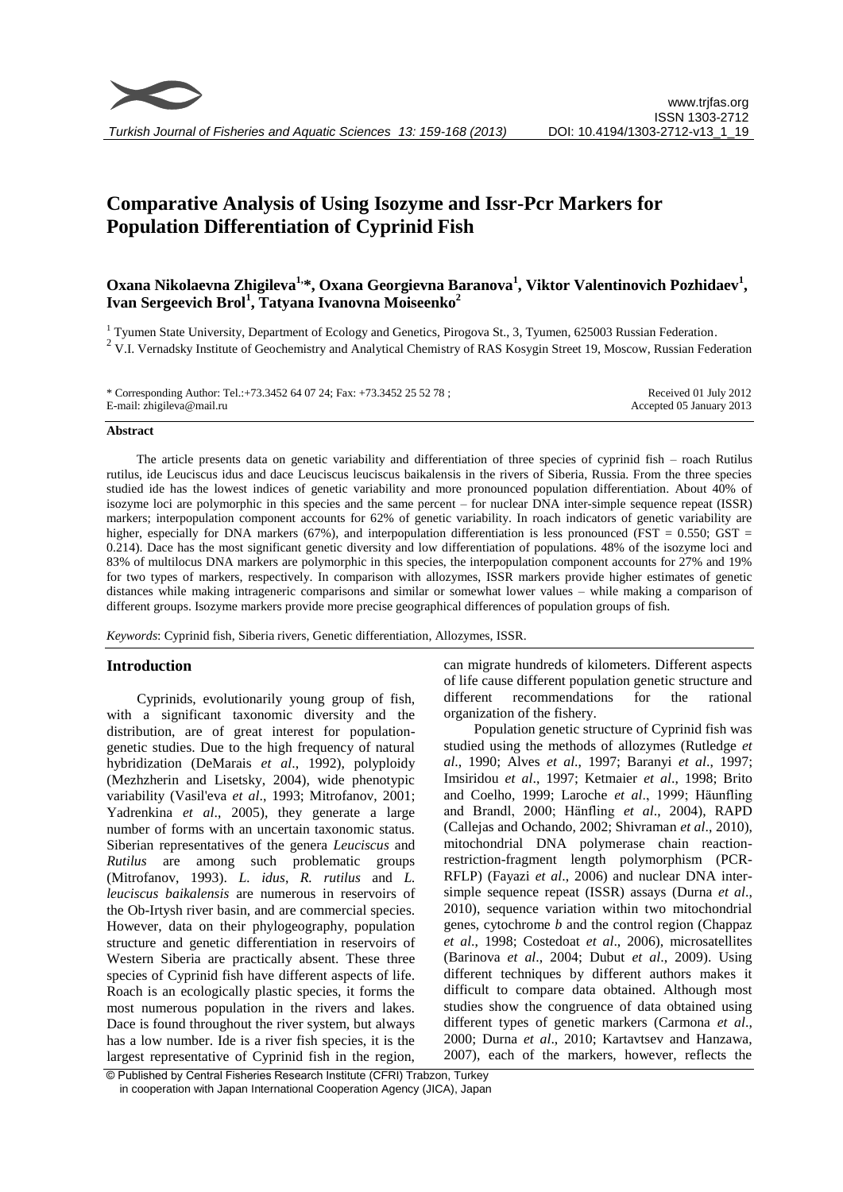# Comparative Analysis of Using Isozyme and Issr-Pcr Markers for Population Differentiation of Cyprinid Fish

**Oxana Nikolaevna Zhigileva[1,*], Oxana Georgievna Baranova[1], Viktor Valentinovich Pozhidaev[1], Ivan Sergeevich Brol[1], Tatyana Ivanovna Moiseenko[2]**

[1] Tyumen State University, Department of Ecology and Genetics, Pirogova St., 3, Tyumen, 625003 Russian Federation.
[2] V.I. Vernadsky Institute of Geochemistry and Analytical Chemistry of RAS Kosygin Street 19, Moscow, Russian Federation

\* Corresponding Author: Tel.:+73.3452 64 07 24; Fax: +73.3452 25 52 78 ;
E-mail: zhigileva@mail.ru

Received 01 July 2012
Accepted 05 January 2013

### Abstract

The article presents data on genetic variability and differentiation of three species of cyprinid fish – roach Rutilus rutilus, ide Leuciscus idus and dace Leuciscus leuciscus baikalensis in the rivers of Siberia, Russia. From the three species studied ide has the lowest indices of genetic variability and more pronounced population differentiation. About 40% of isozyme loci are polymorphic in this species and the same percent – for nuclear DNA inter-simple sequence repeat (ISSR) markers; interpopulation component accounts for 62% of genetic variability. In roach indicators of genetic variability are higher, especially for DNA markers (67%), and interpopulation differentiation is less pronounced ($F_{ST}$ = 0.550; $G_{ST}$ = 0.214). Dace has the most significant genetic diversity and low differentiation of populations. 48% of the isozyme loci and 83% of multilocus DNA markers are polymorphic in this species, the interpopulation component accounts for 27% and 19% for two types of markers, respectively. In comparison with allozymes, ISSR markers provide higher estimates of genetic distances while making intrageneric comparisons and similar or somewhat lower values – while making a comparison of different groups. Isozyme markers provide more precise geographical differences of population groups of fish.

*Keywords*: Cyprinid fish, Siberia rivers, Genetic differentiation, Allozymes, ISSR.

## Introduction

Cyprinids, evolutionarily young group of fish, with a significant taxonomic diversity and the distribution, are of great interest for population-genetic studies. Due to the high frequency of natural hybridization (DeMarais *et al*., 1992), polyploidy (Mezhzherin and Lisetsky, 2004), wide phenotypic variability (Vasil'eva *et al*., 1993; Mitrofanov, 2001; Yadrenkina *et al*., 2005), they generate a large number of forms with an uncertain taxonomic status. Siberian representatives of the genera *Leuciscus* and *Rutilus* are among such problematic groups (Mitrofanov, 1993). *L. idus*, *R. rutilus* and *L. leuciscus baikalensis* are numerous in reservoirs of the Ob-Irtysh river basin, and are commercial species. However, data on their phylogeography, population structure and genetic differentiation in reservoirs of Western Siberia are practically absent. These three species of Cyprinid fish have different aspects of life. Roach is an ecologically plastic species, it forms the most numerous population in the rivers and lakes. Dace is found throughout the river system, but always has a low number. Ide is a river fish species, it is the largest representative of Cyprinid fish in the region, can migrate hundreds of kilometers. Different aspects of life cause different population genetic structure and different recommendations for the rational organization of the fishery.

Population genetic structure of Cyprinid fish was studied using the methods of allozymes (Rutledge *et al*., 1990; Alves *et al*., 1997; Baranyi *et al*., 1997; Imsiridou *et al*., 1997; Ketmaier *et al*., 1998; Brito and Coelho, 1999; Laroche *et al*., 1999; Häunfling and Brandl, 2000; Hänfling *et al*., 2004), RAPD (Callejas and Ochando, 2002; Shivraman *et al*., 2010), mitochondrial DNA polymerase chain reaction-restriction-fragment length polymorphism (PCR-RFLP) (Fayazi *et al*., 2006) and nuclear DNA inter-simple sequence repeat (ISSR) assays (Durna *et al*., 2010), sequence variation within two mitochondrial genes, cytochrome *b* and the control region (Chappaz *et al*., 1998; Costedoat *et al*., 2006), microsatellites (Barinova *et al*., 2004; Dubut *et al*., 2009). Using different techniques by different authors makes it difficult to compare data obtained. Although most studies show the congruence of data obtained using different types of genetic markers (Carmona *et al*., 2000; Durna *et al*., 2010; Kartavtsev and Hanzawa, 2007), each of the markers, however, reflects the

© Published by Central Fisheries Research Institute (CFRI) Trabzon, Turkey in cooperation with Japan International Cooperation Agency (JICA), Japan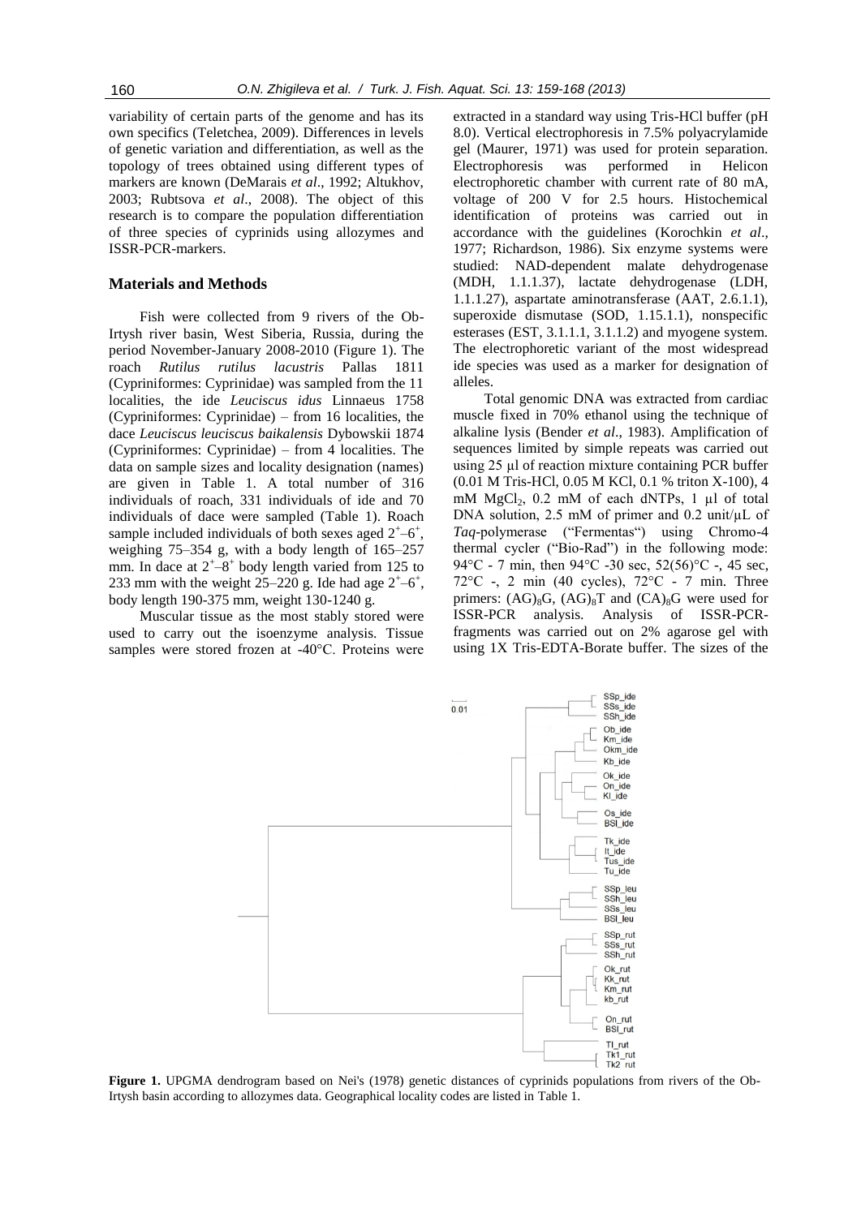variability of certain parts of the genome and has its own specifics (Teletchea, 2009). Differences in levels of genetic variation and differentiation, as well as the topology of trees obtained using different types of markers are known (DeMarais *et al*., 1992; Altukhov, 2003; Rubtsova *et al*., 2008). The object of this research is to compare the population differentiation of three species of cyprinids using allozymes and ISSR-PCR-markers.

## Materials and Methods

Fish were collected from 9 rivers of the Ob-Irtysh river basin, West Siberia, Russia, during the period November-January 2008-2010 (Figure 1). The roach *Rutilus rutilus lacustris* Pallas 1811 (Cypriniformes: Cyprinidae) was sampled from the 11 localities, the ide *Leuciscus idus* Linnaeus 1758 (Cypriniformes: Cyprinidae) – from 16 localities, the dace *Leuciscus leuciscus baikalensis* Dybowskii 1874 (Cypriniformes: Cyprinidae) – from 4 localities. The data on sample sizes and locality designation (names) are given in Table 1. A total number of 316 individuals of roach, 331 individuals of ide and 70 individuals of dace were sampled (Table 1). Roach sample included individuals of both sexes aged $2^+$–$6^+$, weighing 75–354 g, with a body length of 165–257 mm. In dace at $2^+$–$8^+$ body length varied from 125 to 233 mm with the weight 25–220 g. Ide had age $2^+$–$6^+$, body length 190-375 mm, weight 130-1240 g.

Muscular tissue as the most stably stored were used to carry out the isoenzyme analysis. Tissue samples were stored frozen at -40°C. Proteins were extracted in a standard way using Tris-HCl buffer (pH 8.0). Vertical electrophoresis in 7.5% polyacrylamide gel (Maurer, 1971) was used for protein separation. Electrophoresis was performed in Helicon electrophoretic chamber with current rate of 80 mA, voltage of 200 V for 2.5 hours. Histochemical identification of proteins was carried out in accordance with the guidelines (Korochkin *et al*., 1977; Richardson, 1986). Six enzyme systems were studied: NAD-dependent malate dehydrogenase (MDH, 1.1.1.37), lactate dehydrogenase (LDH, 1.1.1.27), aspartate aminotransferase (AAT, 2.6.1.1), superoxide dismutase (SOD, 1.15.1.1), nonspecific esterases (EST, 3.1.1.1, 3.1.1.2) and myogene system. The electrophoretic variant of the most widespread ide species was used as a marker for designation of alleles.

Total genomic DNA was extracted from cardiac muscle fixed in 70% ethanol using the technique of alkaline lysis (Bender *et al*., 1983). Amplification of sequences limited by simple repeats was carried out using 25 μl of reaction mixture containing PCR buffer (0.01 M Tris-HCl, 0.05 M KCl, 0.1 % triton X-100), 4 mM $MgCl_2$, 0.2 mM of each dNTPs, 1 μl of total DNA solution, 2.5 mM of primer and 0.2 unit/μL of *Taq*-polymerase ("Fermentas") using Chromo-4 thermal cycler ("Bio-Rad") in the following mode: 94°C - 7 min, then 94°C -30 sec, 52(56)°C -, 45 sec, 72°C -, 2 min (40 cycles), 72°C - 7 min. Three primers: $(AG)_8G$, $(AG)_8T$ and $(CA)_8G$ were used for ISSR-PCR analysis. Analysis of ISSR-PCR-fragments was carried out on 2% agarose gel with using 1X Tris-EDTA-Borate buffer. The sizes of the

**Figure 1.** UPGMA dendrogram based on Nei's (1978) genetic distances of cyprinids populations from rivers of the Ob-Irtysh basin according to allozymes data. Geographical locality codes are listed in Table 1.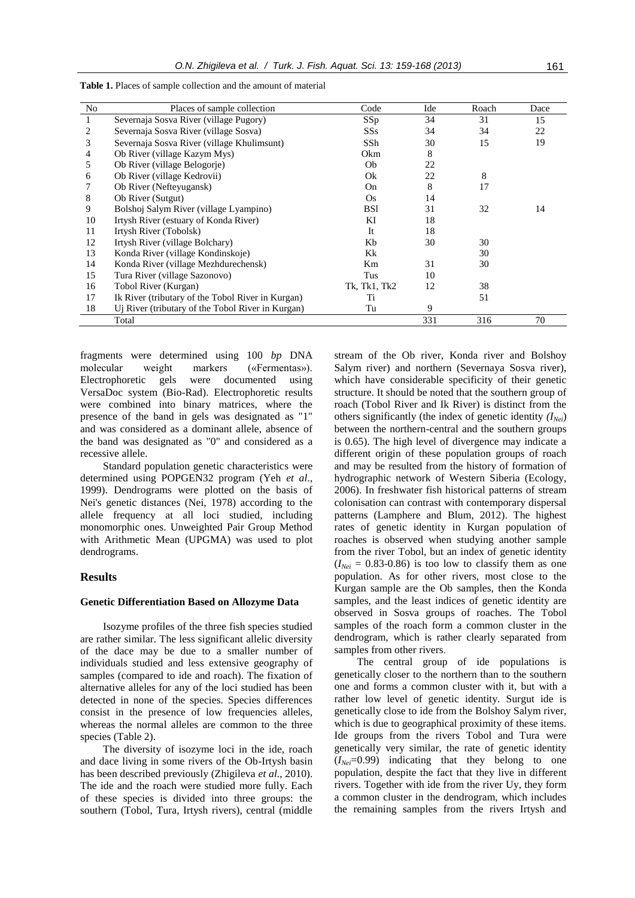**Table 1.** Places of sample collection and the amount of material

| No | Places of sample collection | Code | Ide | Roach | Dace |
|---|---|---|---|---|---|
| 1 | Severnaja Sosva River (village Pugory) | SSp | 34 | 31 | 15 |
| 2 | Severnaja Sosva River (village Sosva) | SSs | 34 | 34 | 22 |
| 3 | Severnaja Sosva River (village Khulimsunt) | SSh | 30 | 15 | 19 |
| 4 | Ob River (village Kazym Mys) | Okm | 8 | | |
| 5 | Ob River (village Belogorje) | Ob | 22 | | |
| 6 | Ob River (village Kedrovii) | Ok | 22 | 8 | |
| 7 | Ob River (Nefteyugansk) | On | 8 | 17 | |
| 8 | Ob River (Sutgut) | Os | 14 | | |
| 9 | Bolshoj Salym River (village Lyampino) | BSl | 31 | 32 | 14 |
| 10 | Irtysh River (estuary of Konda River) | KI | 18 | | |
| 11 | Irtysh River (Tobolsk) | It | 18 | | |
| 12 | Irtysh River (village Bolchary) | Kb | 30 | 30 | |
| 13 | Konda River (village Kondinskoje) | Kk | | 30 | |
| 14 | Konda River (village Mezhdurechensk) | Km | 31 | 30 | |
| 15 | Tura River (village Sazonovo) | Tus | 10 | | |
| 16 | Tobol River (Kurgan) | Tk, Tk1, Tk2 | 12 | 38 | |
| 17 | Ik River (tributary of the Tobol River in Kurgan) | Ti | | 51 | |
| 18 | Uj River (tributary of the Tobol River in Kurgan) | Tu | 9 | | |
| | Total | | 331 | 316 | 70 |

fragments were determined using 100 *bp* DNA molecular weight markers («Fermentas»). Electrophoretic gels were documented using VersaDoc system (Bio-Rad). Electrophoretic results were combined into binary matrices, where the presence of the band in gels was designated as "1" and was considered as a dominant allele, absence of the band was designated as "0" and considered as a recessive allele.

Standard population genetic characteristics were determined using POPGEN32 program (Yeh *et al*., 1999). Dendrograms were plotted on the basis of Nei's genetic distances (Nei, 1978) according to the allele frequency at all loci studied, including monomorphic ones. Unweighted Pair Group Method with Arithmetic Mean (UPGMA) was used to plot dendrograms.

## Results

### Genetic Differentiation Based on Allozyme Data

Isozyme profiles of the three fish species studied are rather similar. The less significant allelic diversity of the dace may be due to a smaller number of individuals studied and less extensive geography of samples (compared to ide and roach). The fixation of alternative alleles for any of the loci studied has been detected in none of the species. Species differences consist in the presence of low frequencies alleles, whereas the normal alleles are common to the three species (Table 2).

The diversity of isozyme loci in the ide, roach and dace living in some rivers of the Ob-Irtysh basin has been described previously (Zhigileva *et al*., 2010). The ide and the roach were studied more fully. Each of these species is divided into three groups: the southern (Tobol, Tura, Irtysh rivers), central (middle stream of the Ob river, Konda river and Bolshoy Salym river) and northern (Severnaya Sosva river), which have considerable specificity of their genetic structure. It should be noted that the southern group of roach (Tobol River and Ik River) is distinct from the others significantly (the index of genetic identity *($I_{Nei}$)* between the northern-central and the southern groups is 0.65). The high level of divergence may indicate a different origin of these population groups of roach and may be resulted from the history of formation of hydrographic network of Western Siberia (Ecology, 2006). In freshwater fish historical patterns of stream colonisation can contrast with contemporary dispersal patterns (Lamphere and Blum, 2012). The highest rates of genetic identity in Kurgan population of roaches is observed when studying another sample from the river Tobol, but an index of genetic identity ($I_{Nei}$ = 0.83-0.86) is too low to classify them as one population. As for other rivers, most close to the Kurgan sample are the Ob samples, then the Konda samples, and the least indices of genetic identity are observed in Sosva groups of roaches. The Tobol samples of the roach form a common cluster in the dendrogram, which is rather clearly separated from samples from other rivers.

The central group of ide populations is genetically closer to the northern than to the southern one and forms a common cluster with it, but with a rather low level of genetic identity. Surgut ide is genetically close to ide from the Bolshoy Salym river, which is due to geographical proximity of these items. Ide groups from the rivers Tobol and Tura were genetically very similar, the rate of genetic identity ($I_{Nei}$=0.99) indicating that they belong to one population, despite the fact that they live in different rivers. Together with ide from the river Uy, they form a common cluster in the dendrogram, which includes the remaining samples from the rivers Irtysh and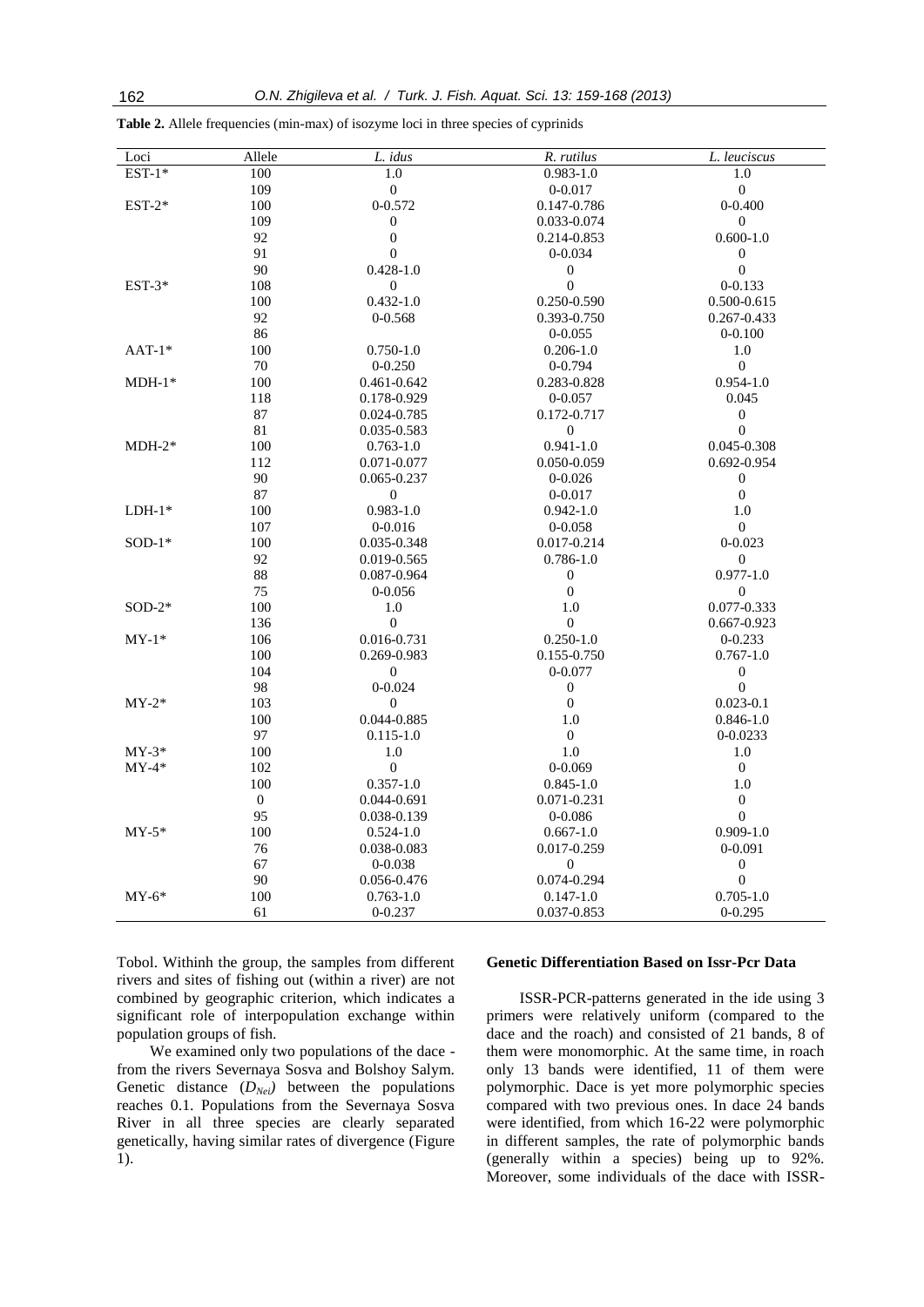**Table 2.** Allele frequencies (min-max) of isozyme loci in three species of cyprinids

| Loci | Allele | *L. idus* | *R. rutilus* | *L. leuciscus* |
|---|---|---|---|---|
| EST-1* | 100 | 1.0 | 0.983-1.0 | 1.0 |
| | 109 | 0 | 0-0.017 | 0 |
| EST-2* | 100 | 0-0.572 | 0.147-0.786 | 0-0.400 |
| | 109 | 0 | 0.033-0.074 | 0 |
| | 92 | 0 | 0.214-0.853 | 0.600-1.0 |
| | 91 | 0 | 0-0.034 | 0 |
| | 90 | 0.428-1.0 | 0 | 0 |
| EST-3* | 108 | 0 | 0 | 0-0.133 |
| | 100 | 0.432-1.0 | 0.250-0.590 | 0.500-0.615 |
| | 92 | 0-0.568 | 0.393-0.750 | 0.267-0.433 |
| | 86 | | 0-0.055 | 0-0.100 |
| AAT-1* | 100 | 0.750-1.0 | 0.206-1.0 | 1.0 |
| | 70 | 0-0.250 | 0-0.794 | 0 |
| MDH-1* | 100 | 0.461-0.642 | 0.283-0.828 | 0.954-1.0 |
| | 118 | 0.178-0.929 | 0-0.057 | 0.045 |
| | 87 | 0.024-0.785 | 0.172-0.717 | 0 |
| | 81 | 0.035-0.583 | 0 | 0 |
| MDH-2* | 100 | 0.763-1.0 | 0.941-1.0 | 0.045-0.308 |
| | 112 | 0.071-0.077 | 0.050-0.059 | 0.692-0.954 |
| | 90 | 0.065-0.237 | 0-0.026 | 0 |
| | 87 | 0 | 0-0.017 | 0 |
| LDH-1* | 100 | 0.983-1.0 | 0.942-1.0 | 1.0 |
| | 107 | 0-0.016 | 0-0.058 | 0 |
| SOD-1* | 100 | 0.035-0.348 | 0.017-0.214 | 0-0.023 |
| | 92 | 0.019-0.565 | 0.786-1.0 | 0 |
| | 88 | 0.087-0.964 | 0 | 0.977-1.0 |
| | 75 | 0-0.056 | 0 | 0 |
| SOD-2* | 100 | 1.0 | 1.0 | 0.077-0.333 |
| | 136 | 0 | 0 | 0.667-0.923 |
| MY-1* | 106 | 0.016-0.731 | 0.250-1.0 | 0-0.233 |
| | 100 | 0.269-0.983 | 0.155-0.750 | 0.767-1.0 |
| | 104 | 0 | 0-0.077 | 0 |
| | 98 | 0-0.024 | 0 | 0 |
| MY-2* | 103 | 0 | 0 | 0.023-0.1 |
| | 100 | 0.044-0.885 | 1.0 | 0.846-1.0 |
| | 97 | 0.115-1.0 | 0 | 0-0.0233 |
| MY-3* | 100 | 1.0 | 1.0 | 1.0 |
| MY-4* | 102 | 0 | 0-0.069 | 0 |
| | 100 | 0.357-1.0 | 0.845-1.0 | 1.0 |
| | 0 | 0.044-0.691 | 0.071-0.231 | 0 |
| | 95 | 0.038-0.139 | 0-0.086 | 0 |
| MY-5* | 100 | 0.524-1.0 | 0.667-1.0 | 0.909-1.0 |
| | 76 | 0.038-0.083 | 0.017-0.259 | 0-0.091 |
| | 67 | 0-0.038 | 0 | 0 |
| | 90 | 0.056-0.476 | 0.074-0.294 | 0 |
| MY-6* | 100 | 0.763-1.0 | 0.147-1.0 | 0.705-1.0 |
| | 61 | 0-0.237 | 0.037-0.853 | 0-0.295 |

Tobol. Withinh the group, the samples from different rivers and sites of fishing out (within a river) are not combined by geographic criterion, which indicates a significant role of interpopulation exchange within population groups of fish.

We examined only two populations of the dace - from the rivers Severnaya Sosva and Bolshoy Salym. Genetic distance ($D_{Nei}$) between the populations reaches 0.1. Populations from the Severnaya Sosva River in all three species are clearly separated genetically, having similar rates of divergence (Figure 1).

## Genetic Differentiation Based on Issr-Pcr Data

ISSR-PCR-patterns generated in the ide using 3 primers were relatively uniform (compared to the dace and the roach) and consisted of 21 bands, 8 of them were monomorphic. At the same time, in roach only 13 bands were identified, 11 of them were polymorphic. Dace is yet more polymorphic species compared with two previous ones. In dace 24 bands were identified, from which 16-22 were polymorphic in different samples, the rate of polymorphic bands (generally within a species) being up to 92%. Moreover, some individuals of the dace with ISSR-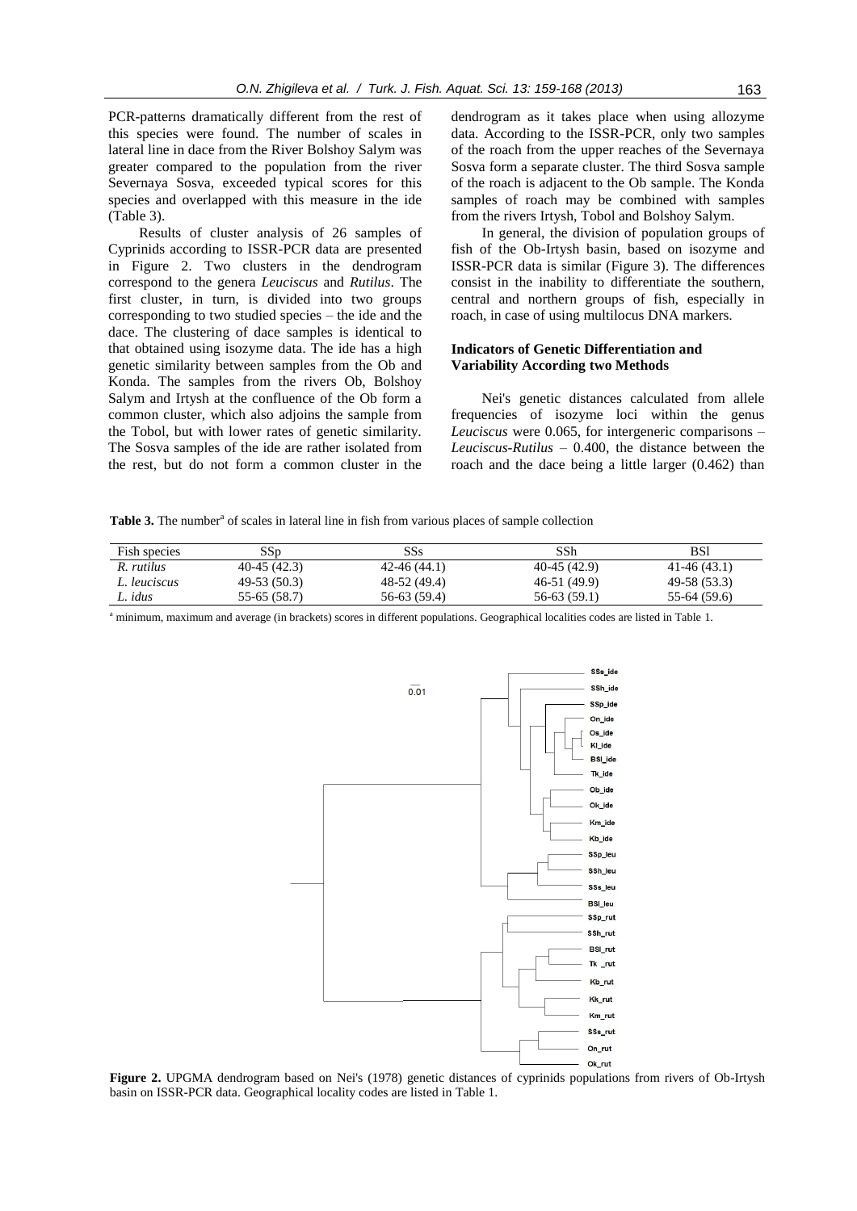PCR-patterns dramatically different from the rest of this species were found. The number of scales in lateral line in dace from the River Bolshoy Salym was greater compared to the population from the river Severnaya Sosva, exceeded typical scores for this species and overlapped with this measure in the ide (Table 3).

Results of cluster analysis of 26 samples of Cyprinids according to ISSR-PCR data are presented in Figure 2. Two clusters in the dendrogram correspond to the genera *Leuciscus* and *Rutilus*. The first cluster, in turn, is divided into two groups corresponding to two studied species – the ide and the dace. The clustering of dace samples is identical to that obtained using isozyme data. The ide has a high genetic similarity between samples from the Ob and Konda. The samples from the rivers Ob, Bolshoy Salym and Irtysh at the confluence of the Ob form a common cluster, which also adjoins the sample from the Tobol, but with lower rates of genetic similarity. The Sosva samples of the ide are rather isolated from the rest, but do not form a common cluster in the dendrogram as it takes place when using allozyme data. According to the ISSR-PCR, only two samples of the roach from the upper reaches of the Severnaya Sosva form a separate cluster. The third Sosva sample of the roach is adjacent to the Ob sample. The Konda samples of roach may be combined with samples from the rivers Irtysh, Tobol and Bolshoy Salym.

In general, the division of population groups of fish of the Ob-Irtysh basin, based on isozyme and ISSR-PCR data is similar (Figure 3). The differences consist in the inability to differentiate the southern, central and northern groups of fish, especially in roach, in case of using multilocus DNA markers.

### Indicators of Genetic Differentiation and Variability According two Methods

Nei's genetic distances calculated from allele frequencies of isozyme loci within the genus *Leuciscus* were 0.065, for intergeneric comparisons – *Leuciscus-Rutilus* – 0.400, the distance between the roach and the dace being a little larger (0.462) than

**Table 3.** The number[a] of scales in lateral line in fish from various places of sample collection

| Fish species | SSp | SSs | SSh | BSl |
|---|---|---|---|---|
| *R. rutilus* | 40-45 (42.3) | 42-46 (44.1) | 40-45 (42.9) | 41-46 (43.1) |
| *L. leuciscus* | 49-53 (50.3) | 48-52 (49.4) | 46-51 (49.9) | 49-58 (53.3) |
| *L. idus* | 55-65 (58.7) | 56-63 (59.4) | 56-63 (59.1) | 55-64 (59.6) |

[a] minimum, maximum and average (in brackets) scores in different populations. Geographical localities codes are listed in Table 1.

**Figure 2.** UPGMA dendrogram based on Nei's (1978) genetic distances of cyprinids populations from rivers of Ob-Irtysh basin on ISSR-PCR data. Geographical locality codes are listed in Table 1.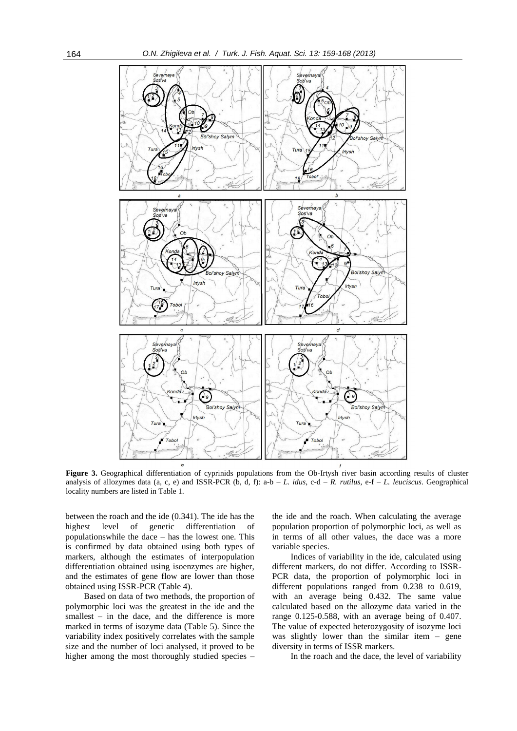**Figure 3.** Geographical differentiation of cyprinids populations from the Ob-Irtysh river basin according results of cluster analysis of allozymes data (a, c, e) and ISSR-PCR (b, d, f): a-b – *L. idus*, c-d – *R. rutilus*, e-f – *L. leuciscus*. Geographical locality numbers are listed in Table 1.

between the roach and the ide (0.341). The ide has the highest level of genetic differentiation of populationswhile the dace – has the lowest one. This is confirmed by data obtained using both types of markers, although the estimates of interpopulation differentiation obtained using isoenzymes are higher, and the estimates of gene flow are lower than those obtained using ISSR-PCR (Table 4).

Based on data of two methods, the proportion of polymorphic loci was the greatest in the ide and the smallest – in the dace, and the difference is more marked in terms of isozyme data (Table 5). Since the variability index positively correlates with the sample size and the number of loci analysed, it proved to be higher among the most thoroughly studied species – the ide and the roach. When calculating the average population proportion of polymorphic loci, as well as in terms of all other values, the dace was a more variable species.

Indices of variability in the ide, calculated using different markers, do not differ. According to ISSR-PCR data, the proportion of polymorphic loci in different populations ranged from 0.238 to 0.619, with an average being 0.432. The same value calculated based on the allozyme data varied in the range 0.125-0.588, with an average being of 0.407. The value of expected heterozygosity of isozyme loci was slightly lower than the similar item – gene diversity in terms of ISSR markers.

In the roach and the dace, the level of variability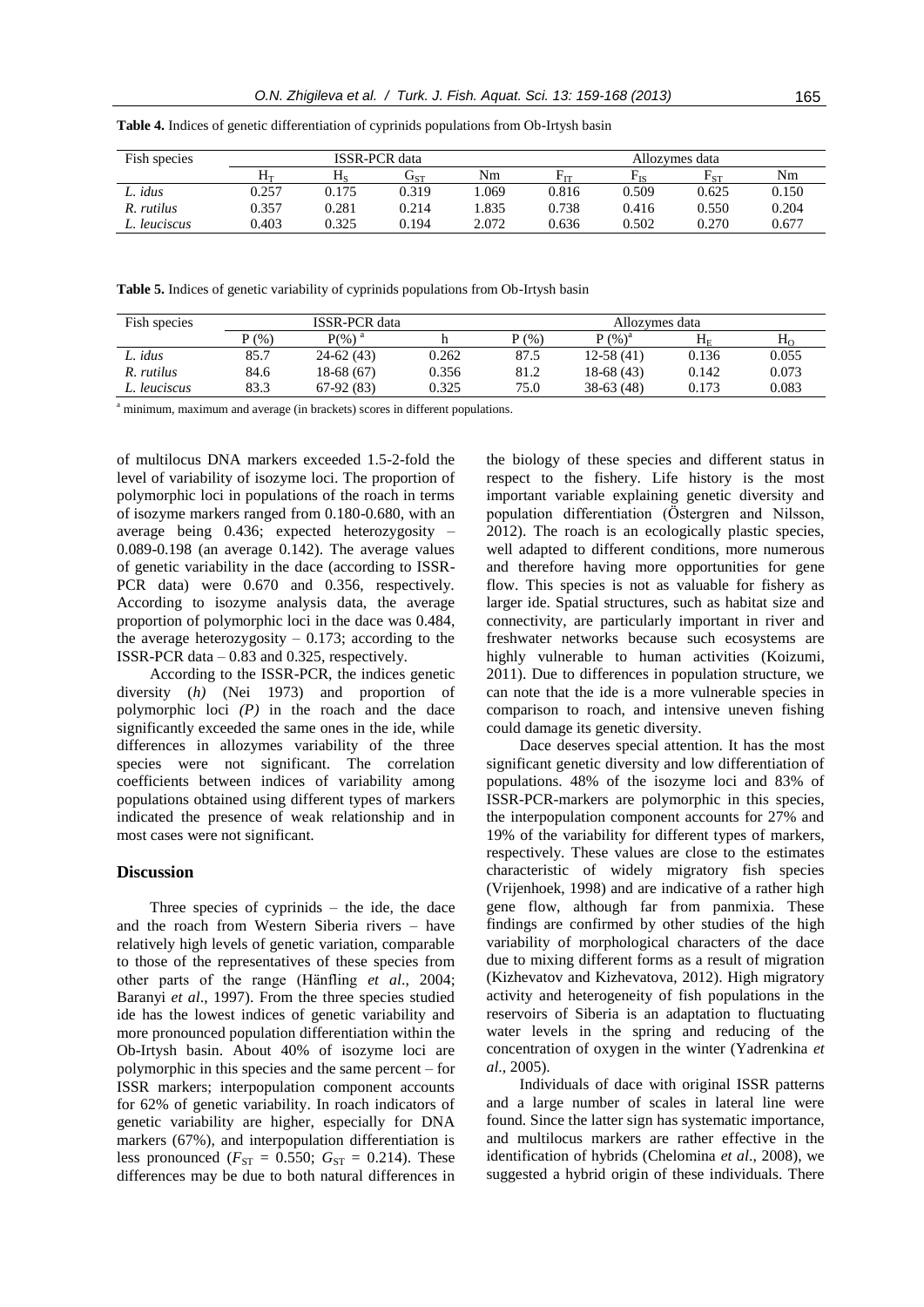**Table 4.** Indices of genetic differentiation of cyprinids populations from Ob-Irtysh basin

| Fish species | ISSR-PCR data | | | | Allozymes data | | | |
|---|---|---|---|---|---|---|---|---|
| | $H_T$ | $H_S$ | $G_{ST}$ | Nm | $F_{IT}$ | $F_{IS}$ | $F_{ST}$ | Nm |
| *L. idus* | 0.257 | 0.175 | 0.319 | 1.069 | 0.816 | 0.509 | 0.625 | 0.150 |
| *R. rutilus* | 0.357 | 0.281 | 0.214 | 1.835 | 0.738 | 0.416 | 0.550 | 0.204 |
| *L. leuciscus* | 0.403 | 0.325 | 0.194 | 2.072 | 0.636 | 0.502 | 0.270 | 0.677 |

**Table 5.** Indices of genetic variability of cyprinids populations from Ob-Irtysh basin

| Fish species | ISSR-PCR data | | | Allozymes data | | | |
|---|---|---|---|---|---|---|---|
| | P (%) | P(%) [a] | h | P (%) | P (%)[a] | $H_E$ | $H_O$ |
| *L. idus* | 85.7 | 24-62 (43) | 0.262 | 87.5 | 12-58 (41) | 0.136 | 0.055 |
| *R. rutilus* | 84.6 | 18-68 (67) | 0.356 | 81.2 | 18-68 (43) | 0.142 | 0.073 |
| *L. leuciscus* | 83.3 | 67-92 (83) | 0.325 | 75.0 | 38-63 (48) | 0.173 | 0.083 |

[a] minimum, maximum and average (in brackets) scores in different populations.

of multilocus DNA markers exceeded 1.5-2-fold the level of variability of isozyme loci. The proportion of polymorphic loci in populations of the roach in terms of isozyme markers ranged from 0.180-0.680, with an average being 0.436; expected heterozygosity – 0.089-0.198 (an average 0.142). The average values of genetic variability in the dace (according to ISSR-PCR data) were 0.670 and 0.356, respectively. According to isozyme analysis data, the average proportion of polymorphic loci in the dace was 0.484, the average heterozygosity – 0.173; according to the ISSR-PCR data – 0.83 and 0.325, respectively.

According to the ISSR-PCR, the indices genetic diversity (*h)* (Nei 1973) and proportion of polymorphic loci *(P)* in the roach and the dace significantly exceeded the same ones in the ide, while differences in allozymes variability of the three species were not significant. The correlation coefficients between indices of variability among populations obtained using different types of markers indicated the presence of weak relationship and in most cases were not significant.

## Discussion

Three species of cyprinids – the ide, the dace and the roach from Western Siberia rivers – have relatively high levels of genetic variation, comparable to those of the representatives of these species from other parts of the range (Hänfling *et al*., 2004; Baranyi *et al*., 1997). From the three species studied ide has the lowest indices of genetic variability and more pronounced population differentiation within the Ob-Irtysh basin. About 40% of isozyme loci are polymorphic in this species and the same percent – for ISSR markers; interpopulation component accounts for 62% of genetic variability. In roach indicators of genetic variability are higher, especially for DNA markers (67%), and interpopulation differentiation is less pronounced ($F_{ST}$ = 0.550; $G_{ST}$ = 0.214). These differences may be due to both natural differences in the biology of these species and different status in respect to the fishery. Life history is the most important variable explaining genetic diversity and population differentiation (Östergren and Nilsson, 2012). The roach is an ecologically plastic species, well adapted to different conditions, more numerous and therefore having more opportunities for gene flow. This species is not as valuable for fishery as larger ide. Spatial structures, such as habitat size and connectivity, are particularly important in river and freshwater networks because such ecosystems are highly vulnerable to human activities (Koizumi, 2011). Due to differences in population structure, we can note that the ide is a more vulnerable species in comparison to roach, and intensive uneven fishing could damage its genetic diversity.

Dace deserves special attention. It has the most significant genetic diversity and low differentiation of populations. 48% of the isozyme loci and 83% of ISSR-PCR-markers are polymorphic in this species, the interpopulation component accounts for 27% and 19% of the variability for different types of markers, respectively. These values are close to the estimates characteristic of widely migratory fish species (Vrijenhoek, 1998) and are indicative of a rather high gene flow, although far from panmixia. These findings are confirmed by other studies of the high variability of morphological characters of the dace due to mixing different forms as a result of migration (Kizhevatov and Kizhevatova, 2012). High migratory activity and heterogeneity of fish populations in the reservoirs of Siberia is an adaptation to fluctuating water levels in the spring and reducing of the concentration of oxygen in the winter (Yadrenkina *et al*., 2005).

Individuals of dace with original ISSR patterns and a large number of scales in lateral line were found. Since the latter sign has systematic importance, and multilocus markers are rather effective in the identification of hybrids (Chelomina *et al*., 2008), we suggested a hybrid origin of these individuals. There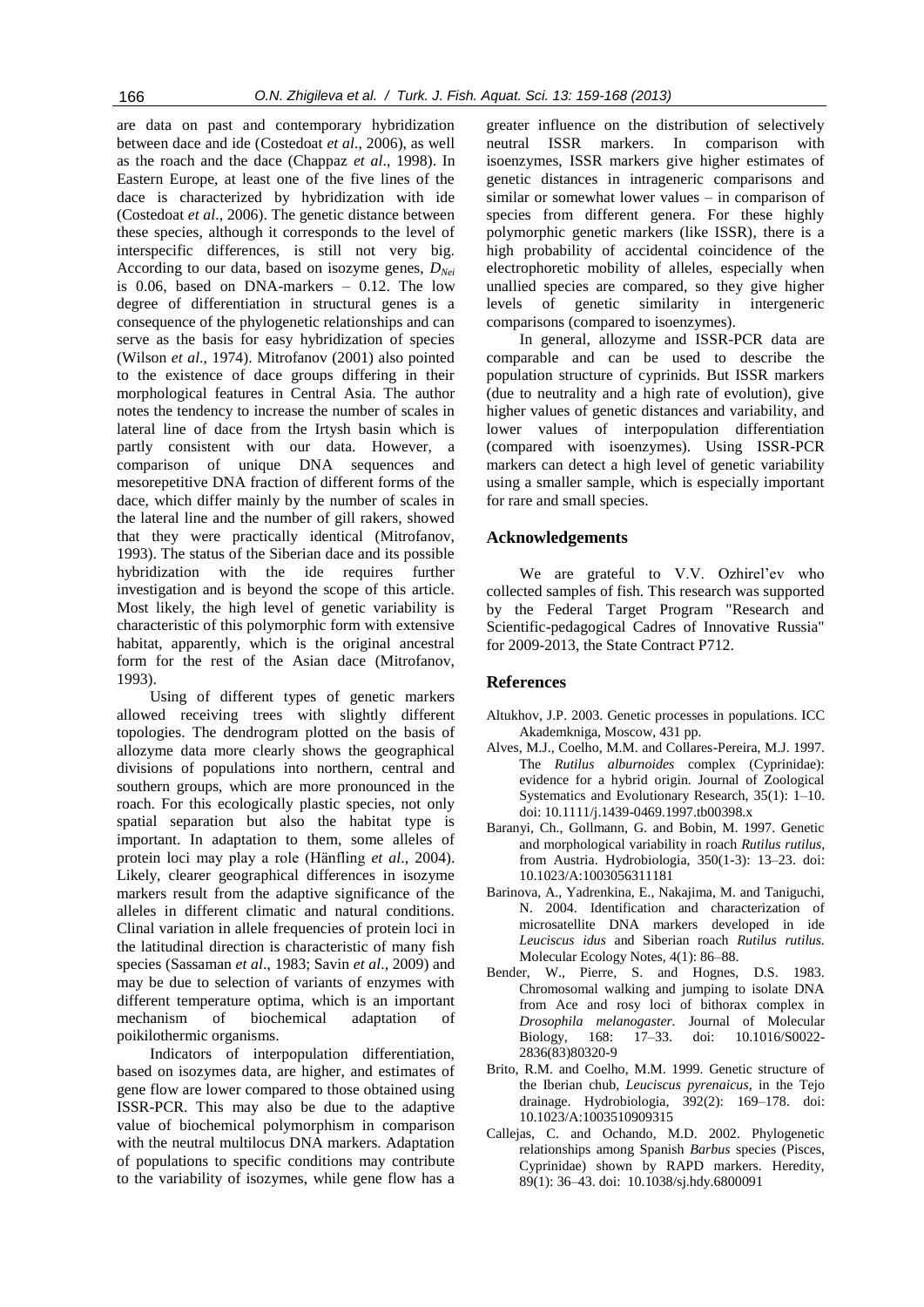are data on past and contemporary hybridization between dace and ide (Costedoat *et al*., 2006), as well as the roach and the dace (Chappaz *et al*., 1998). In Eastern Europe, at least one of the five lines of the dace is characterized by hybridization with ide (Costedoat *et al*., 2006). The genetic distance between these species, although it corresponds to the level of interspecific differences, is still not very big. According to our data, based on isozyme genes, $D_{Nei}$ is 0.06, based on DNA-markers – 0.12. The low degree of differentiation in structural genes is a consequence of the phylogenetic relationships and can serve as the basis for easy hybridization of species (Wilson *et al*., 1974). Mitrofanov (2001) also pointed to the existence of dace groups differing in their morphological features in Central Asia. The author notes the tendency to increase the number of scales in lateral line of dace from the Irtysh basin which is partly consistent with our data. However, a comparison of unique DNA sequences and mesorepetitive DNA fraction of different forms of the dace, which differ mainly by the number of scales in the lateral line and the number of gill rakers, showed that they were practically identical (Mitrofanov, 1993). The status of the Siberian dace and its possible hybridization with the ide requires further investigation and is beyond the scope of this article. Most likely, the high level of genetic variability is characteristic of this polymorphic form with extensive habitat, apparently, which is the original ancestral form for the rest of the Asian dace (Mitrofanov, 1993).

Using of different types of genetic markers allowed receiving trees with slightly different topologies. The dendrogram plotted on the basis of allozyme data more clearly shows the geographical divisions of populations into northern, central and southern groups, which are more pronounced in the roach. For this ecologically plastic species, not only spatial separation but also the habitat type is important. In adaptation to them, some alleles of protein loci may play a role (Hänfling *et al*., 2004). Likely, clearer geographical differences in isozyme markers result from the adaptive significance of the alleles in different climatic and natural conditions. Clinal variation in allele frequencies of protein loci in the latitudinal direction is characteristic of many fish species (Sassaman *et al*., 1983; Savin *et al*., 2009) and may be due to selection of variants of enzymes with different temperature optima, which is an important mechanism of biochemical adaptation of poikilothermic organisms.

Indicators of interpopulation differentiation, based on isozymes data, are higher, and estimates of gene flow are lower compared to those obtained using ISSR-PCR. This may also be due to the adaptive value of biochemical polymorphism in comparison with the neutral multilocus DNA markers. Adaptation of populations to specific conditions may contribute to the variability of isozymes, while gene flow has a greater influence on the distribution of selectively neutral ISSR markers. In comparison with isoenzymes, ISSR markers give higher estimates of genetic distances in intrageneric comparisons and similar or somewhat lower values – in comparison of species from different genera. For these highly polymorphic genetic markers (like ISSR), there is a high probability of accidental coincidence of the electrophoretic mobility of alleles, especially when unallied species are compared, so they give higher levels of genetic similarity in intergeneric comparisons (compared to isoenzymes).

In general, allozyme and ISSR-PCR data are comparable and can be used to describe the population structure of cyprinids. But ISSR markers (due to neutrality and a high rate of evolution), give higher values of genetic distances and variability, and lower values of interpopulation differentiation (compared with isoenzymes). Using ISSR-PCR markers can detect a high level of genetic variability using a smaller sample, which is especially important for rare and small species.

## Acknowledgements

We are grateful to V.V. Ozhirel'ev who collected samples of fish. This research was supported by the Federal Target Program "Research and Scientific-pedagogical Cadres of Innovative Russia" for 2009-2013, the State Contract P712.

## References

Altukhov, J.P. 2003. Genetic processes in populations. ICC Akademkniga, Moscow, 431 pp.

Alves, M.J., Coelho, M.M. and Collares-Pereira, M.J. 1997. The *Rutilus alburnoides* complex (Cyprinidae): evidence for a hybrid origin. Journal of Zoological Systematics and Evolutionary Research, 35(1): 1–10. doi: 10.1111/j.1439-0469.1997.tb00398.x

Baranyi, Ch., Gollmann, G. and Bobin, M. 1997. Genetic and morphological variability in roach *Rutilus rutilus*, from Austria. Hydrobiologia, 350(1-3): 13–23. doi: 10.1023/A:1003056311181

Barinova, A., Yadrenkina, E., Nakajima, M. and Taniguchi, N. 2004. Identification and characterization of microsatellite DNA markers developed in ide *Leuciscus idus* and Siberian roach *Rutilus rutilus.* Molecular Ecology Notes, 4(1): 86–88.

Bender, W., Pierre, S. and Hognes, D.S. 1983. Chromosomal walking and jumping to isolate DNA from Ace and rosy loci of bithorax complex in *Drosophila melanogaster*. Journal of Molecular Biology, 168: 17–33. doi: 10.1016/S0022-2836(83)80320-9

Brito, R.M. and Coelho, M.M. 1999. Genetic structure of the Iberian chub, *Leuciscus pyrenaicus*, in the Tejo drainage. Hydrobiologia, 392(2): 169–178. doi: 10.1023/A:1003510909315

Callejas, C. and Ochando, M.D. 2002. Phylogenetic relationships among Spanish *Barbus* species (Pisces, Cyprinidae) shown by RAPD markers. Heredity, 89(1): 36–43. doi: 10.1038/sj.hdy.6800091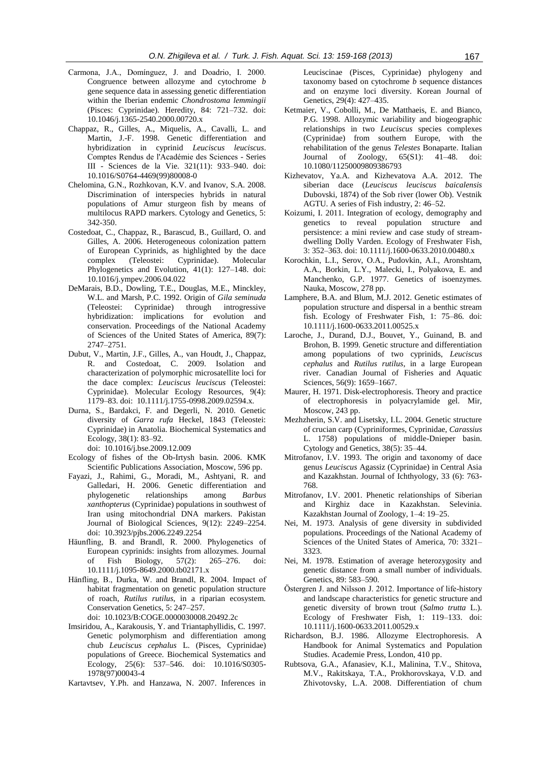Carmona, J.A., Domínguez, J. and Doadrio, I. 2000. Congruence between allozyme and cytochrome *b* gene sequence data in assessing genetic differentiation within the Iberian endemic *Chondrostoma lemmingii* (Pisces: Cyprinidae). Heredity, 84: 721–732. doi: 10.1046/j.1365-2540.2000.00720.x

Chappaz, R., Gilles, A., Miquelis, A., Cavalli, L. and Martin, J.-F. 1998. Genetic differentiation and hybridization in cyprinid *Leuciscus leuciscus*. Comptes Rendus de l'Académie des Sciences - Series III - Sciences de la Vie. 321(11): 933–940. doi: 10.1016/S0764-4469(99)80008-0

Chelomina, G.N., Rozhkovan, K.V. and Ivanov, S.A. 2008. Discrimination of interspecies hybrids in natural populations of Amur sturgeon fish by means of multilocus RAPD markers. Cytology and Genetics, 5: 342-350.

Costedoat, C., Chappaz, R., Barascud, B., Guillard, O. and Gilles, A. 2006. Heterogeneous colonization pattern of European Cyprinids, as highlighted by the dace complex (Teleostei: Cyprinidae). Molecular Phylogenetics and Evolution, 41(1): 127–148. doi: 10.1016/j.ympev.2006.04.022

DeMarais, B.D., Dowling, T.E., Douglas, M.E., Minckley, W.L. and Marsh, P.C. 1992. Origin of *Gila seminuda* (Teleostei: Cyprinidae) through introgressive hybridization: implications for evolution and conservation. Proceedings of the National Academy of Sciences of the United States of America, 89(7): 2747–2751.

Dubut, V., Martin, J.F., Gilles, A., van Houdt, J., Chappaz, R. and Costedoat, C. 2009. Isolation and characterization of polymorphic microsatellite loci for the dace complex: *Leuciscus leuciscus* (Teleostei: Cyprinidae). Molecular Ecology Resources, 9(4): 1179–83. doi: 10.1111/j.1755-0998.2009.02594.x.

Durna, S., Bardakci, F. and Degerli, N. 2010. Genetic diversity of *Garra rufa* Heckel, 1843 (Teleostei: Cyprinidae) in Anatolia. Biochemical Systematics and Ecology, 38(1): 83–92. doi: 10.1016/j.bse.2009.12.009

Ecology of fishes of the Ob-Irtysh basin. 2006. KMK Scientific Publications Association, Moscow, 596 pp.

Fayazi, J., Rahimi, G., Moradi, M., Ashtyani, R. and Galledari, H. 2006. Genetic differentiation and phylogenetic relationships among *Barbus xanthopterus* (Cyprinidae) populations in southwest of Iran using mitochondrial DNA markers. Pakistan Journal of Biological Sciences, 9(12): 2249–2254. doi: 10.3923/pjbs.2006.2249.2254

Häunfling, B. and Brandl, R. 2000. Phylogenetics of European cyprinids: insights from allozymes. Journal of Fish Biology, 57(2): 265–276. doi: 10.1111/j.1095-8649.2000.tb02171.x

Hänfling, B., Durka, W. and Brandl, R. 2004. Impact of habitat fragmentation on genetic population structure of roach, *Rutilus rutilus*, in a riparian ecosystem. Conservation Genetics, 5: 247–257. doi: 10.1023/B:COGE.0000030008.20492.2c

Imsiridou, A., Karakousis, Y. and Triantaphyllidis, C. 1997. Genetic polymorphism and differentiation among chub *Leuciscus cephalus* L. (Pisces, Cyprinidae) populations of Greece. Biochemical Systematics and Ecology, 25(6): 537–546. doi: 10.1016/S0305-1978(97)00043-4

Kartavtsev, Y.Ph. and Hanzawa, N. 2007. Inferences in Leuciscinae (Pisces, Cyprinidae) phylogeny and taxonomy based on cytochrome *b* sequence distances and on enzyme loci diversity. Korean Journal of Genetics, 29(4): 427–435.

Ketmaier, V., Cobolli, M., De Matthaeis, E. and Bianco, P.G. 1998. Allozymic variability and biogeographic relationships in two *Leuciscus* species complexes (Cyprinidae) from southern Europe, with the rehabilitation of the genus *Telestes* Bonaparte. Italian Journal of Zoology, 65(S1): 41–48. doi: 10.1080/11250009809386793

Kizhevatov, Ya.A. and Kizhevatova A.A. 2012. The siberian dace (*Leuciscus leuciscus baicalensis* Dubovski, 1874) of the Sob river (lower Ob). Vestnik AGTU. A series of Fish industry, 2: 46–52.

Koizumi, I. 2011. Integration of ecology, demography and genetics to reveal population structure and persistence: a mini review and case study of stream-dwelling Dolly Varden. Ecology of Freshwater Fish, 3: 352–363. doi: 10.1111/j.1600-0633.2010.00480.x

Korochkin, L.I., Serov, O.A., Pudovkin, A.I., Aronshtam, A.A., Borkin, L.Y., Malecki, I., Polyakova, E. and Manchenko, G.P. 1977. Genetics of isoenzymes. Nauka, Moscow, 278 pp.

Lamphere, B.A. and Blum, M.J. 2012. Genetic estimates of population structure and dispersal in a benthic stream fish. Ecology of Freshwater Fish, 1: 75–86. doi: 10.1111/j.1600-0633.2011.00525.x

Laroche, J., Durand, D.J., Bouvet, Y., Guinand, B. and Brohon, B. 1999. Genetic structure and differentiation among populations of two cyprinids, *Leuciscus cephalus* and *Rutilus rutilus*, in a large European river. Canadian Journal of Fisheries and Aquatic Sciences, 56(9): 1659–1667.

Maurer, H. 1971. Disk-electrophoresis. Theory and practice of electrophoresis in polyacrylamide gel. Mir, Moscow, 243 pp.

Mezhzherin, S.V. and Lisetsky, I.L. 2004. Genetic structure of crucian carp (Cypriniformes, Cyprinidae, *Carassius* L. 1758) populations of middle-Dnieper basin. Cytology and Genetics, 38(5): 35–44.

Mitrofanov, I.V. 1993. The origin and taxonomy of dace genus *Leuciscus* Agassiz (Cyprinidae) in Central Asia and Kazakhstan. Journal of Ichthyology, 33 (6): 763-768.

Mitrofanov, I.V. 2001. Phenetic relationships of Siberian and Kirghiz dace in Kazakhstan. Selevinia. Kazakhstan Journal of Zoology, 1–4: 19–25.

Nei, M. 1973. Analysis of gene diversity in subdivided populations. Proceedings of the National Academy of Sciences of the United States of America, 70: 3321–3323.

Nei, M. 1978. Estimation of average heterozygosity and genetic distance from a small number of individuals. Genetics, 89: 583–590.

Östergren J. and Nilsson J. 2012. Importance of life-history and landscape characteristics for genetic structure and genetic diversity of brown trout (*Salmo trutta* L.). Ecology of Freshwater Fish, 1: 119–133. doi: 10.1111/j.1600-0633.2011.00529.x

Richardson, B.J. 1986. Allozyme Electrophoresis. A Handbook for Animal Systematics and Population Studies. Academie Press, London, 410 pp.

Rubtsova, G.A., Afanasiev, K.I., Malinina, T.V., Shitova, M.V., Rakitskaya, T.A., Prokhorovskaya, V.D. and Zhivotovsky, L.A. 2008. Differentiation of chum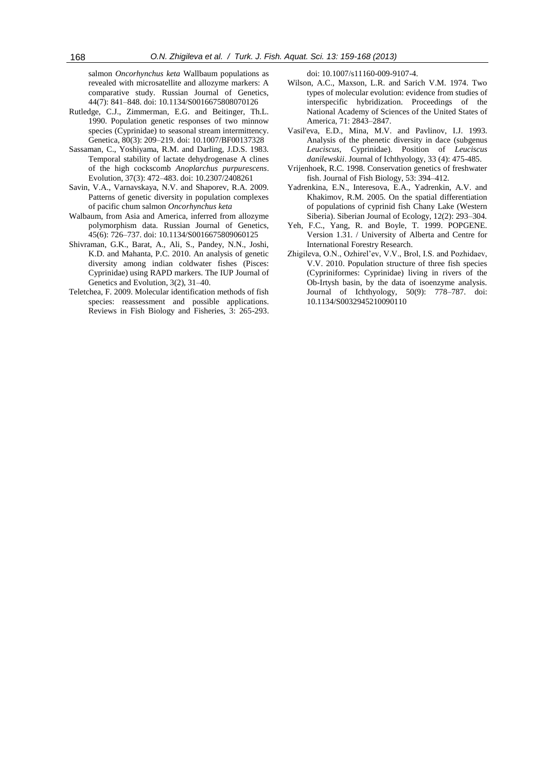salmon *Oncorhynchus keta* Wallbaum populations as revealed with microsatellite and allozyme markers: A comparative study. Russian Journal of Genetics, 44(7): 841–848. doi: 10.1134/S0016675808070126

Rutledge, C.J., Zimmerman, E.G. and Beitinger, Th.L. 1990. Population genetic responses of two minnow species (Cyprinidae) to seasonal stream intermittency. Genetica, 80(3): 209–219. doi: 10.1007/BF00137328

Sassaman, C., Yoshiyama, R.M. and Darling, J.D.S. 1983. Temporal stability of lactate dehydrogenase A clines of the high cockscomb *Anoplarchus purpurescens*. Evolution, 37(3): 472–483. doi: 10.2307/2408261

Savin, V.A., Varnavskaya, N.V. and Shaporev, R.A. 2009. Patterns of genetic diversity in population complexes of pacific chum salmon *Oncorhynchus keta*

Walbaum, from Asia and America, inferred from allozyme polymorphism data. Russian Journal of Genetics, 45(6): 726–737. doi: 10.1134/S0016675809060125

Shivraman, G.K., Barat, A., Ali, S., Pandey, N.N., Joshi, K.D. and Mahanta, P.C. 2010. An analysis of genetic diversity among indian coldwater fishes (Pisces: Cyprinidae) using RAPD markers. The IUP Journal of Genetics and Evolution, 3(2), 31–40.

Teletchea, F. 2009. Molecular identification methods of fish species: reassessment and possible applications. Reviews in Fish Biology and Fisheries, 3: 265-293. doi: 10.1007/s11160-009-9107-4.

Wilson, A.C., Maxson, L.R. and Sarich V.M. 1974. Two types of molecular evolution: evidence from studies of interspecific hybridization. Proceedings of the National Academy of Sciences of the United States of America, 71: 2843–2847.

Vasil'eva, E.D., Mina, M.V. and Pavlinov, I.J. 1993. Analysis of the phenetic diversity in dace (subgenus *Leuciscus*, Cyprinidae). Position of *Leuciscus danilewskii*. Journal of Ichthyology, 33 (4): 475-485.

Vrijenhoek, R.C. 1998. Conservation genetics of freshwater fish. Journal of Fish Biology, 53: 394–412.

Yadrenkina, E.N., Interesova, E.A., Yadrenkin, A.V. and Khakimov, R.M. 2005. On the spatial differentiation of populations of cyprinid fish Chany Lake (Western Siberia). Siberian Journal of Ecology, 12(2): 293–304.

Yeh, F.C., Yang, R. and Boyle, T. 1999. POPGENE. Version 1.31. / University of Alberta and Centre for International Forestry Research.

Zhigileva, O.N., Ozhirel'ev, V.V., Brol, I.S. and Pozhidaev, V.V. 2010. Population structure of three fish species (Cypriniformes: Cyprinidae) living in rivers of the Ob-Irtysh basin, by the data of isoenzyme analysis. Journal of Ichthyology, 50(9): 778–787. doi: 10.1134/S0032945210090110